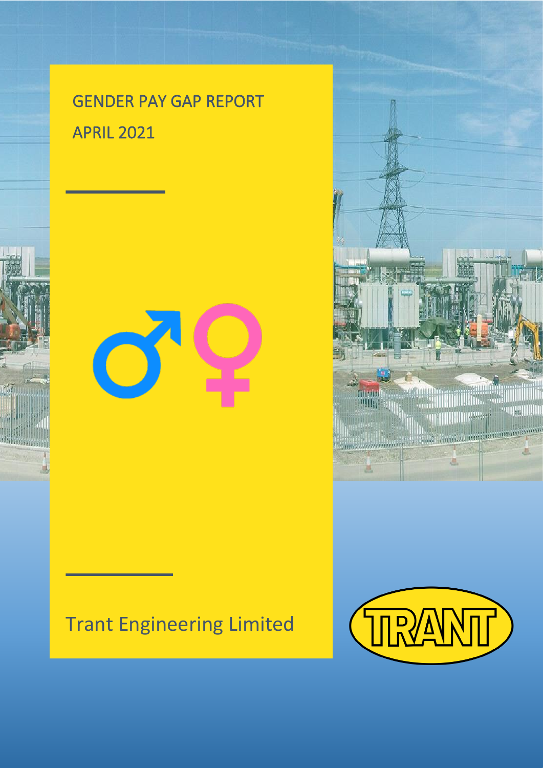# GENDER PAY GAP REPORT

## APRIL 2021

Trant Engineering Limited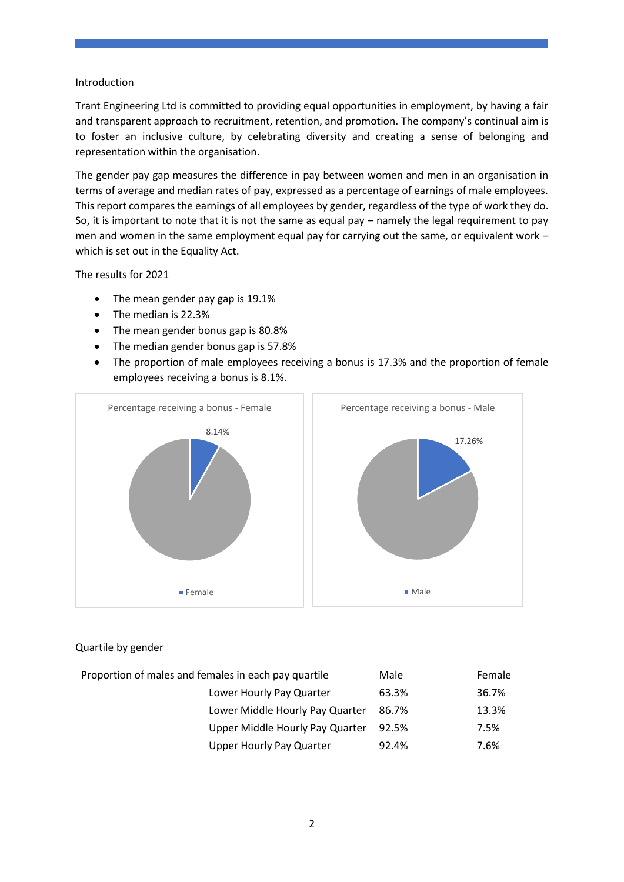Introduction

Trant Engineering Ltd is committed to providing equal opportunities in employment, by having a fair and transparent approach to recruitment, retention, and promotion. The company's continual aim is to foster an inclusive culture, by celebrating diversity and creating a sense of belonging and representation within the organisation.

The gender pay gap measures the difference in pay between women and men in an organisation in terms of average and median rates of pay, expressed as a percentage of earnings of male employees. This report compares the earnings of all employees by gender, regardless of the type of work they do. So, it is important to note that it is not the same as equal pay – namely the legal requirement to pay men and women in the same employment equal pay for carrying out the same, or equivalent work – which is set out in the Equality Act.

The results for 2021

- The mean gender pay gap is 19.1%
- The median is 22.3%
- The mean gender bonus gap is 80.8%
- The median gender bonus gap is 57.8%
- The proportion of male employees receiving a bonus is 17.3% and the proportion of female employees receiving a bonus is 8.1%.

Percentage receiving a bonus - Female

8.14%

Female

Percentage receiving a bonus - Male

17.26%

Male

Quartile by gender

| Proportion of males and females in each pay quartile | Male | Female |
|---|---|---|
| Lower Hourly Pay Quarter | 63.3% | 36.7% |
| Lower Middle Hourly Pay Quarter | 86.7% | 13.3% |
| Upper Middle Hourly Pay Quarter | 92.5% | 7.5% |
| Upper Hourly Pay Quarter | 92.4% | 7.6% |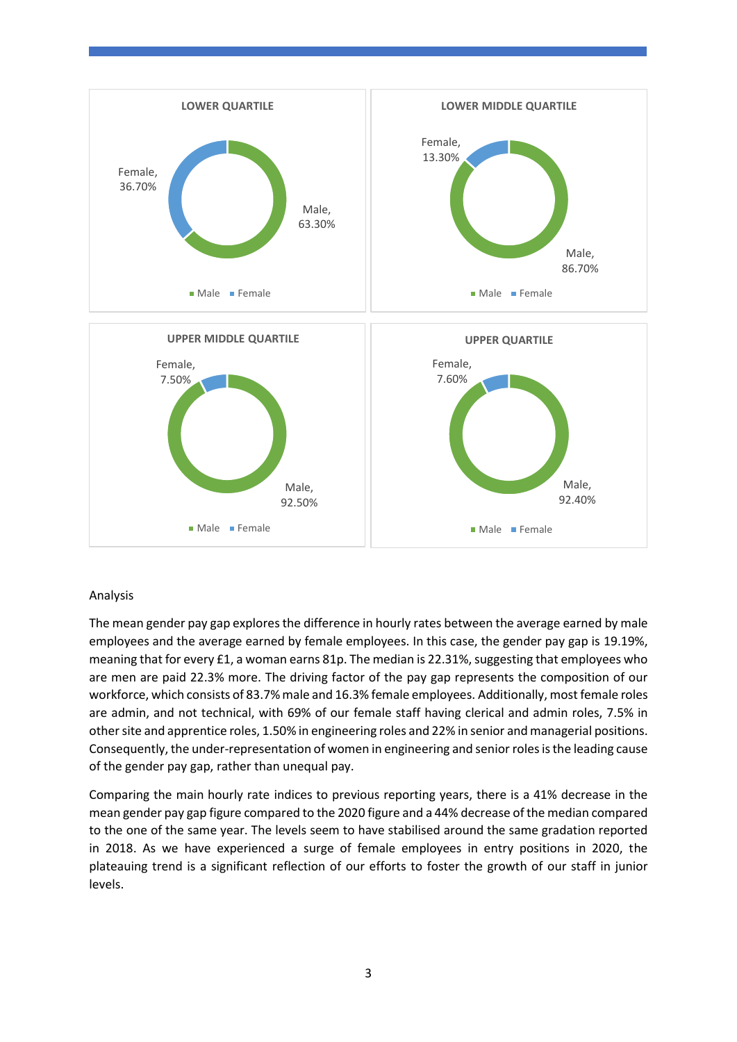**LOWER QUARTILE**

Female, 36.70%

Male, 63.30%

■ Male ■ Female

**LOWER MIDDLE QUARTILE**

Female, 13.30%

Male, 86.70%

■ Male ■ Female

**UPPER MIDDLE QUARTILE**

Female, 7.50%

Male, 92.50%

■ Male ■ Female

**UPPER QUARTILE**

Female, 7.60%

Male, 92.40%

■ Male ■ Female

Analysis

The mean gender pay gap explores the difference in hourly rates between the average earned by male employees and the average earned by female employees. In this case, the gender pay gap is 19.19%, meaning that for every £1, a woman earns 81p. The median is 22.31%, suggesting that employees who are men are paid 22.3% more. The driving factor of the pay gap represents the composition of our workforce, which consists of 83.7% male and 16.3% female employees. Additionally, most female roles are admin, and not technical, with 69% of our female staff having clerical and admin roles, 7.5% in other site and apprentice roles, 1.50% in engineering roles and 22% in senior and managerial positions. Consequently, the under-representation of women in engineering and senior roles is the leading cause of the gender pay gap, rather than unequal pay.

Comparing the main hourly rate indices to previous reporting years, there is a 41% decrease in the mean gender pay gap figure compared to the 2020 figure and a 44% decrease of the median compared to the one of the same year. The levels seem to have stabilised around the same gradation reported in 2018. As we have experienced a surge of female employees in entry positions in 2020, the plateauing trend is a significant reflection of our efforts to foster the growth of our staff in junior levels.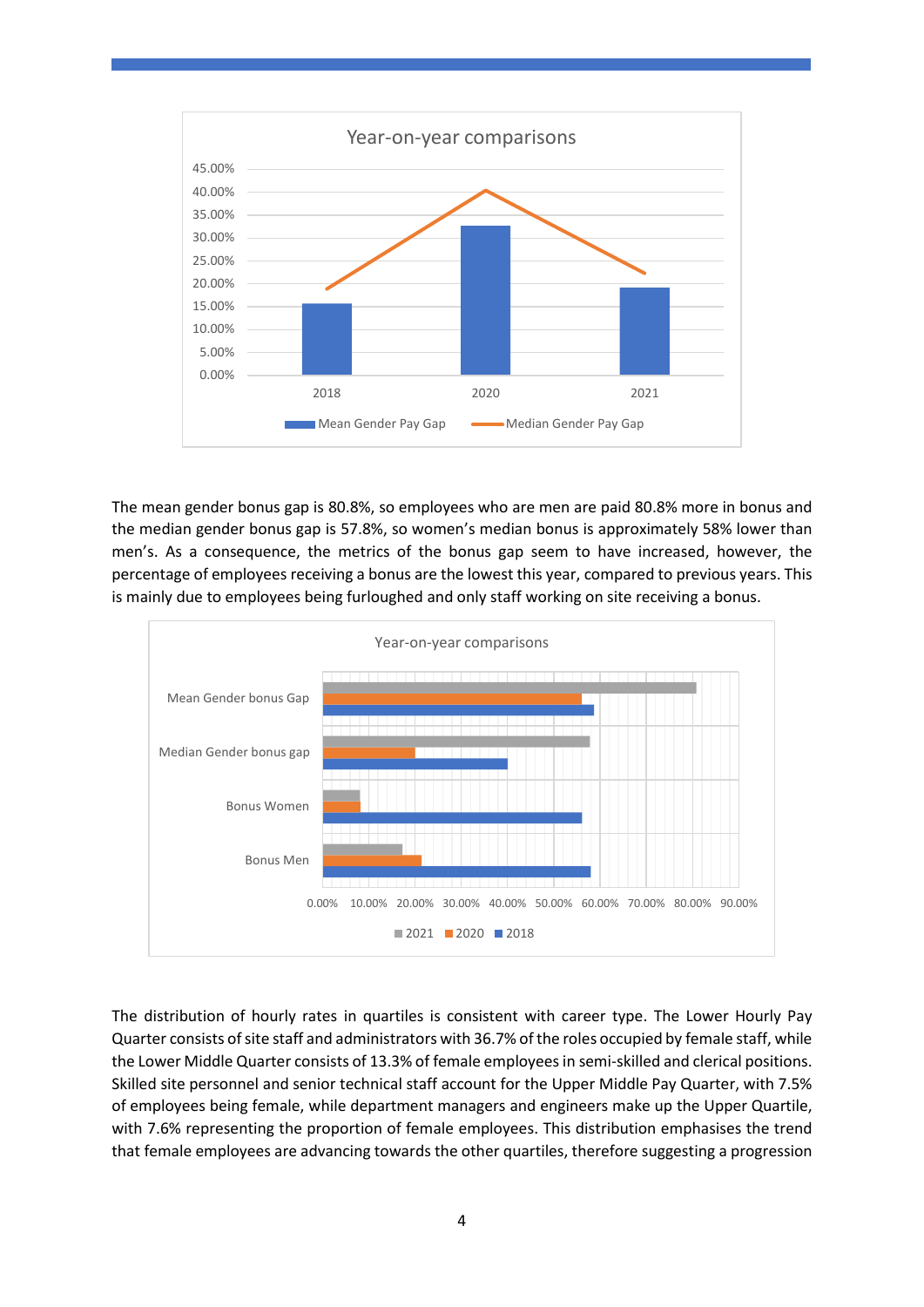The mean gender bonus gap is 80.8%, so employees who are men are paid 80.8% more in bonus and the median gender bonus gap is 57.8%, so women's median bonus is approximately 58% lower than men's. As a consequence, the metrics of the bonus gap seem to have increased, however, the percentage of employees receiving a bonus are the lowest this year, compared to previous years. This is mainly due to employees being furloughed and only staff working on site receiving a bonus.

The distribution of hourly rates in quartiles is consistent with career type. The Lower Hourly Pay Quarter consists of site staff and administrators with 36.7% of the roles occupied by female staff, while the Lower Middle Quarter consists of 13.3% of female employees in semi-skilled and clerical positions. Skilled site personnel and senior technical staff account for the Upper Middle Pay Quarter, with 7.5% of employees being female, while department managers and engineers make up the Upper Quartile, with 7.6% representing the proportion of female employees. This distribution emphasises the trend that female employees are advancing towards the other quartiles, therefore suggesting a progression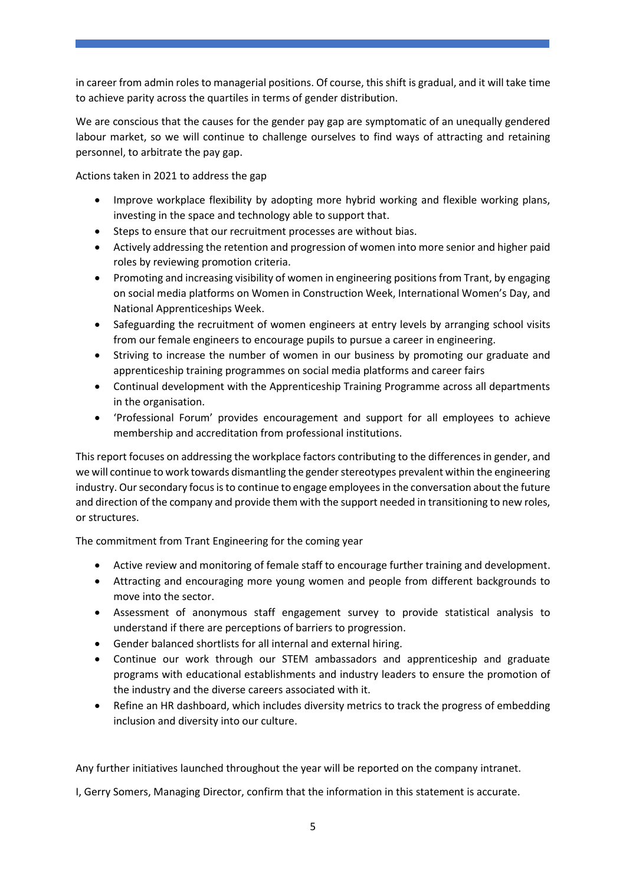in career from admin roles to managerial positions. Of course, this shift is gradual, and it will take time to achieve parity across the quartiles in terms of gender distribution.

We are conscious that the causes for the gender pay gap are symptomatic of an unequally gendered labour market, so we will continue to challenge ourselves to find ways of attracting and retaining personnel, to arbitrate the pay gap.

Actions taken in 2021 to address the gap

- Improve workplace flexibility by adopting more hybrid working and flexible working plans, investing in the space and technology able to support that.
- Steps to ensure that our recruitment processes are without bias.
- Actively addressing the retention and progression of women into more senior and higher paid roles by reviewing promotion criteria.
- Promoting and increasing visibility of women in engineering positions from Trant, by engaging on social media platforms on Women in Construction Week, International Women's Day, and National Apprenticeships Week.
- Safeguarding the recruitment of women engineers at entry levels by arranging school visits from our female engineers to encourage pupils to pursue a career in engineering.
- Striving to increase the number of women in our business by promoting our graduate and apprenticeship training programmes on social media platforms and career fairs
- Continual development with the Apprenticeship Training Programme across all departments in the organisation.
- 'Professional Forum' provides encouragement and support for all employees to achieve membership and accreditation from professional institutions.

This report focuses on addressing the workplace factors contributing to the differences in gender, and we will continue to work towards dismantling the gender stereotypes prevalent within the engineering industry. Our secondary focus is to continue to engage employees in the conversation about the future and direction of the company and provide them with the support needed in transitioning to new roles, or structures.

The commitment from Trant Engineering for the coming year

- Active review and monitoring of female staff to encourage further training and development.
- Attracting and encouraging more young women and people from different backgrounds to move into the sector.
- Assessment of anonymous staff engagement survey to provide statistical analysis to understand if there are perceptions of barriers to progression.
- Gender balanced shortlists for all internal and external hiring.
- Continue our work through our STEM ambassadors and apprenticeship and graduate programs with educational establishments and industry leaders to ensure the promotion of the industry and the diverse careers associated with it.
- Refine an HR dashboard, which includes diversity metrics to track the progress of embedding inclusion and diversity into our culture.

Any further initiatives launched throughout the year will be reported on the company intranet.

I, Gerry Somers, Managing Director, confirm that the information in this statement is accurate.